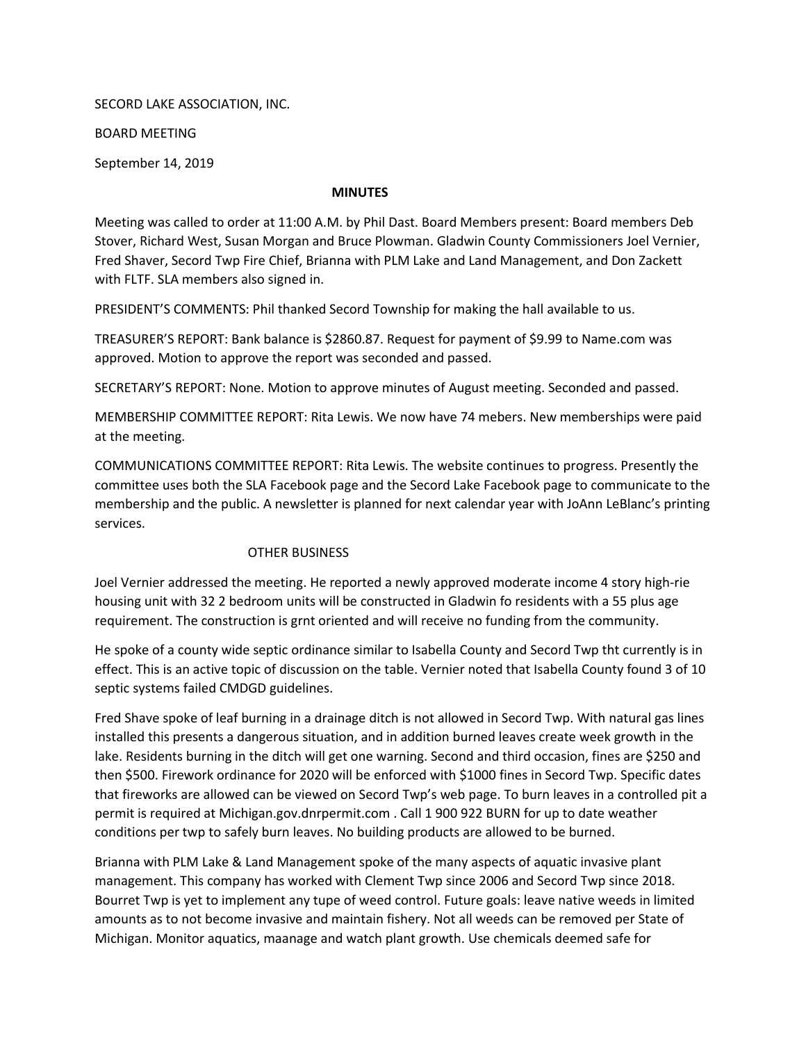SECORD LAKE ASSOCIATION, INC.

BOARD MEETING

September 14, 2019

**MINUTES**

Meeting was called to order at 11:00 A.M. by Phil Dast. Board Members present: Board members Deb Stover, Richard West, Susan Morgan and Bruce Plowman. Gladwin County Commissioners Joel Vernier, Fred Shaver, Secord Twp Fire Chief, Brianna with PLM Lake and Land Management, and Don Zackett with FLTF. SLA members also signed in.

PRESIDENT'S COMMENTS: Phil thanked Secord Township for making the hall available to us.

TREASURER'S REPORT: Bank balance is $2860.87. Request for payment of $9.99 to Name.com was approved. Motion to approve the report was seconded and passed.

SECRETARY'S REPORT: None. Motion to approve minutes of August meeting. Seconded and passed.

MEMBERSHIP COMMITTEE REPORT: Rita Lewis. We now have 74 mebers. New memberships were paid at the meeting.

COMMUNICATIONS COMMITTEE REPORT: Rita Lewis. The website continues to progress. Presently the committee uses both the SLA Facebook page and the Secord Lake Facebook page to communicate to the membership and the public. A newsletter is planned for next calendar year with JoAnn LeBlanc's printing services.

OTHER BUSINESS

Joel Vernier addressed the meeting. He reported a newly approved moderate income 4 story high-rie housing unit with 32 2 bedroom units will be constructed in Gladwin fo residents with a 55 plus age requirement. The construction is grnt oriented and will receive no funding from the community.

He spoke of a county wide septic ordinance similar to Isabella County and Secord Twp tht currently is in effect. This is an active topic of discussion on the table. Vernier noted that Isabella County found 3 of 10 septic systems failed CMDGD guidelines.

Fred Shave spoke of leaf burning in a drainage ditch is not allowed in Secord Twp. With natural gas lines installed this presents a dangerous situation, and in addition burned leaves create week growth in the lake. Residents burning in the ditch will get one warning. Second and third occasion, fines are $250 and then $500. Firework ordinance for 2020 will be enforced with $1000 fines in Secord Twp. Specific dates that fireworks are allowed can be viewed on Secord Twp's web page. To burn leaves in a controlled pit a permit is required at Michigan.gov.dnrpermit.com . Call 1 900 922 BURN for up to date weather conditions per twp to safely burn leaves. No building products are allowed to be burned.

Brianna with PLM Lake & Land Management spoke of the many aspects of aquatic invasive plant management. This company has worked with Clement Twp since 2006 and Secord Twp since 2018. Bourret Twp is yet to implement any tupe of weed control. Future goals: leave native weeds in limited amounts as to not become invasive and maintain fishery. Not all weeds can be removed per State of Michigan. Monitor aquatics, maanage and watch plant growth. Use chemicals deemed safe for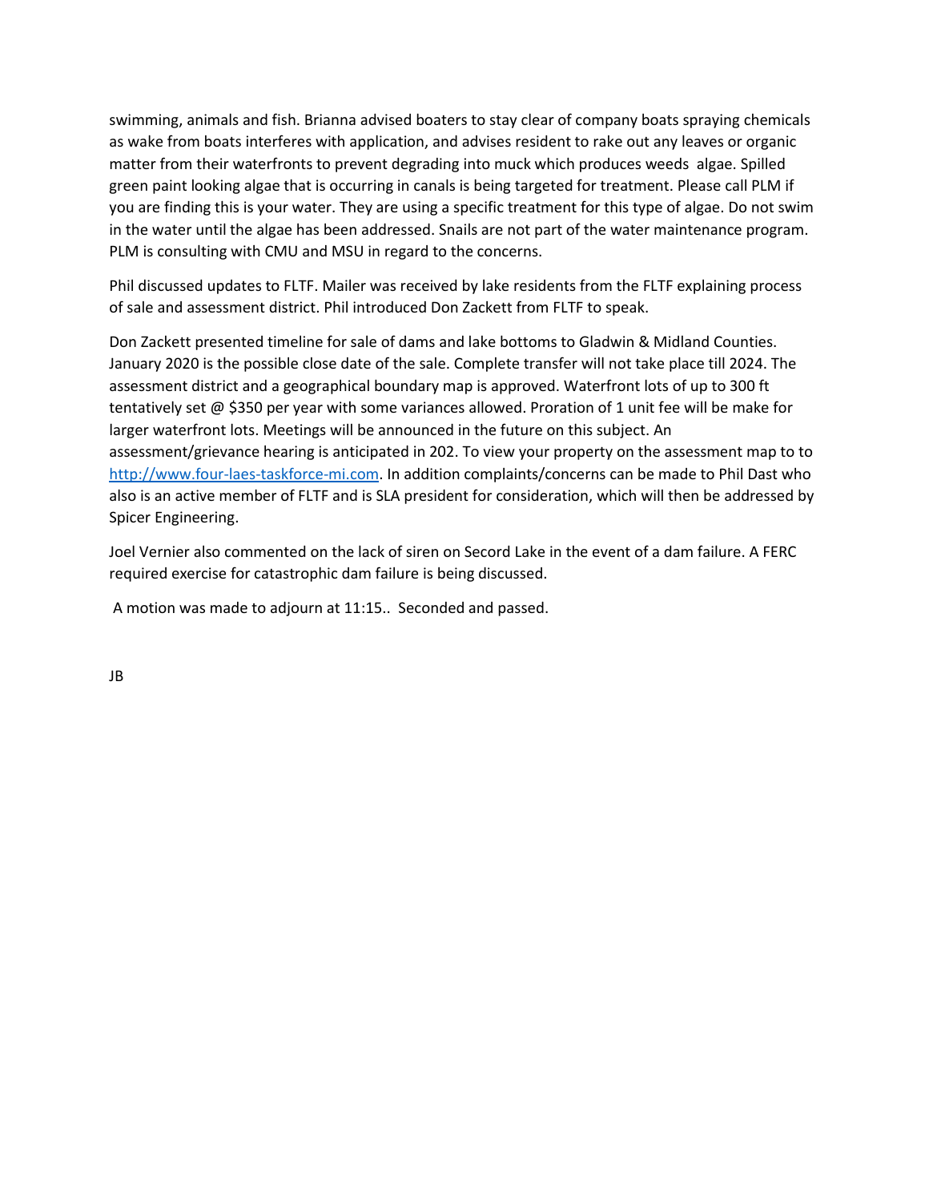swimming, animals and fish. Brianna advised boaters to stay clear of company boats spraying chemicals as wake from boats interferes with application, and advises resident to rake out any leaves or organic matter from their waterfronts to prevent degrading into muck which produces weeds algae. Spilled green paint looking algae that is occurring in canals is being targeted for treatment. Please call PLM if you are finding this is your water. They are using a specific treatment for this type of algae. Do not swim in the water until the algae has been addressed. Snails are not part of the water maintenance program. PLM is consulting with CMU and MSU in regard to the concerns.

Phil discussed updates to FLTF. Mailer was received by lake residents from the FLTF explaining process of sale and assessment district. Phil introduced Don Zackett from FLTF to speak.

Don Zackett presented timeline for sale of dams and lake bottoms to Gladwin & Midland Counties. January 2020 is the possible close date of the sale. Complete transfer will not take place till 2024. The assessment district and a geographical boundary map is approved. Waterfront lots of up to 300 ft tentatively set @ $350 per year with some variances allowed. Proration of 1 unit fee will be make for larger waterfront lots. Meetings will be announced in the future on this subject. An assessment/grievance hearing is anticipated in 202. To view your property on the assessment map to to http://www.four-laes-taskforce-mi.com. In addition complaints/concerns can be made to Phil Dast who also is an active member of FLTF and is SLA president for consideration, which will then be addressed by Spicer Engineering.

Joel Vernier also commented on the lack of siren on Secord Lake in the event of a dam failure. A FERC required exercise for catastrophic dam failure is being discussed.

A motion was made to adjourn at 11:15.. Seconded and passed.

JB